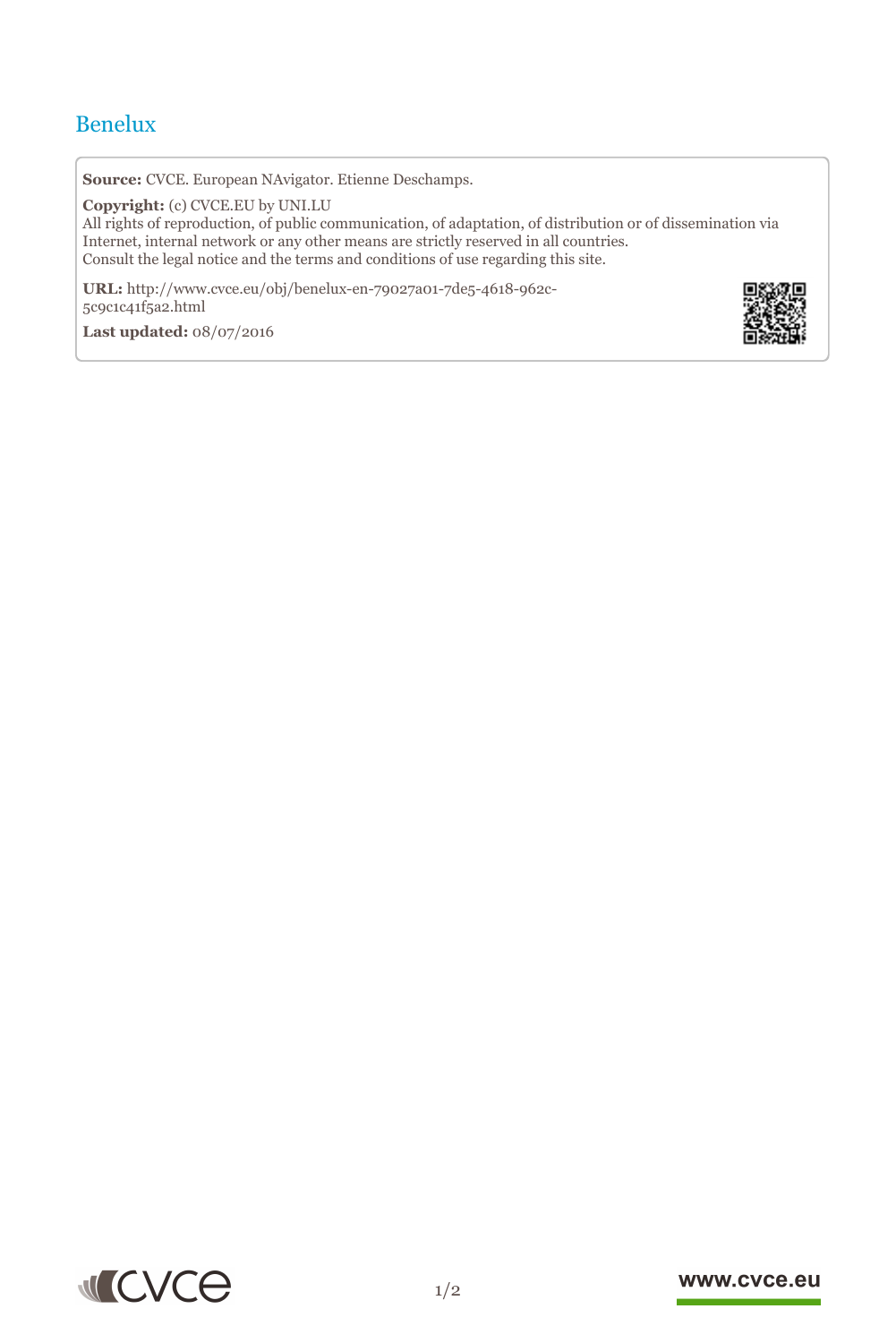# Benelux

**Source:** CVCE. European NAvigator. Etienne Deschamps.

**Copyright:** (c) CVCE.EU by UNI.LU
All rights of reproduction, of public communication, of adaptation, of distribution or of dissemination via Internet, internal network or any other means are strictly reserved in all countries.
Consult the legal notice and the terms and conditions of use regarding this site.

**URL:** http://www.cvce.eu/obj/benelux-en-79027a01-7de5-4618-962c-5c9c1c41f5a2.html

**Last updated:** 08/07/2016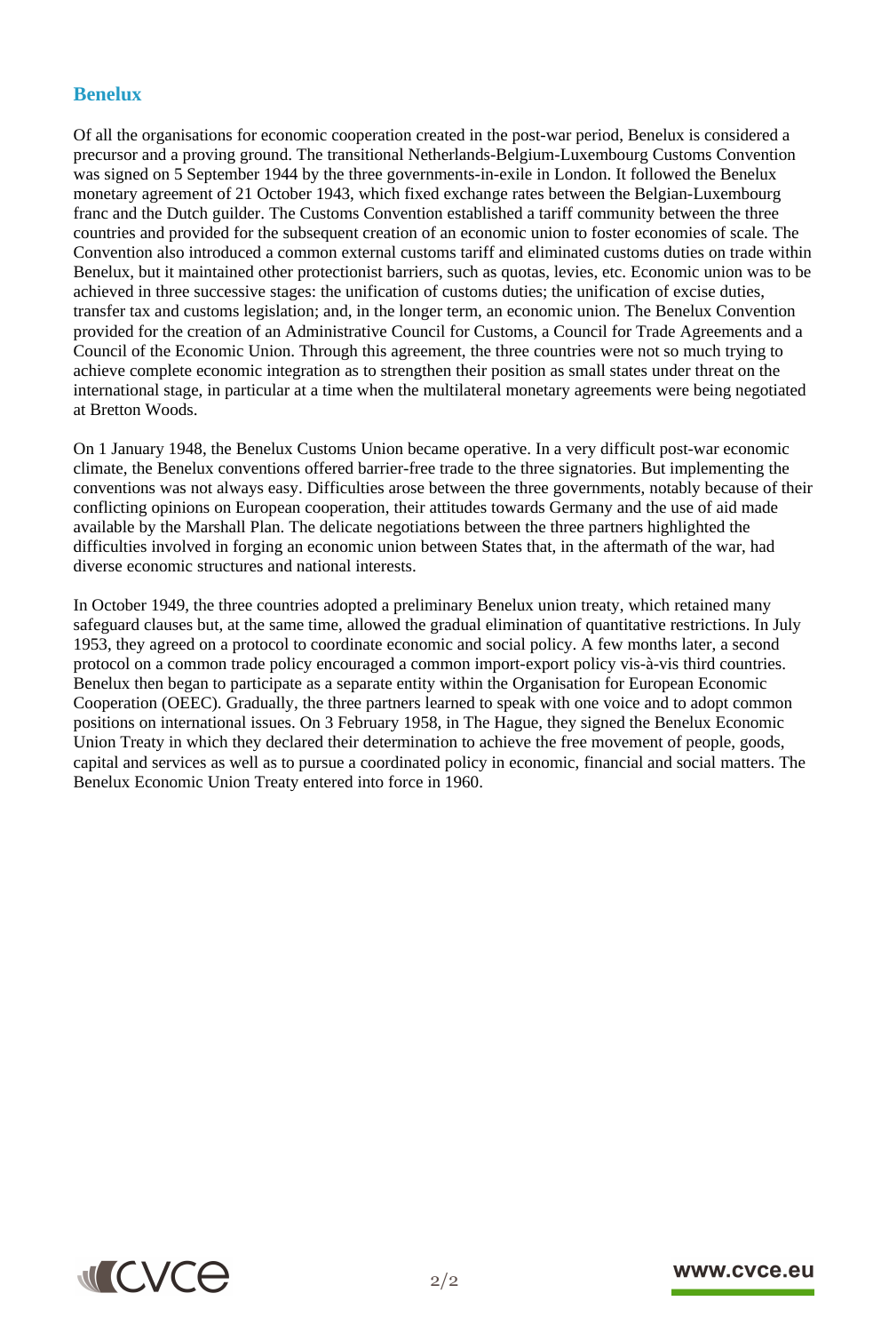## Benelux

Of all the organisations for economic cooperation created in the post-war period, Benelux is considered a precursor and a proving ground. The transitional Netherlands-Belgium-Luxembourg Customs Convention was signed on 5 September 1944 by the three governments-in-exile in London. It followed the Benelux monetary agreement of 21 October 1943, which fixed exchange rates between the Belgian-Luxembourg franc and the Dutch guilder. The Customs Convention established a tariff community between the three countries and provided for the subsequent creation of an economic union to foster economies of scale. The Convention also introduced a common external customs tariff and eliminated customs duties on trade within Benelux, but it maintained other protectionist barriers, such as quotas, levies, etc. Economic union was to be achieved in three successive stages: the unification of customs duties; the unification of excise duties, transfer tax and customs legislation; and, in the longer term, an economic union. The Benelux Convention provided for the creation of an Administrative Council for Customs, a Council for Trade Agreements and a Council of the Economic Union. Through this agreement, the three countries were not so much trying to achieve complete economic integration as to strengthen their position as small states under threat on the international stage, in particular at a time when the multilateral monetary agreements were being negotiated at Bretton Woods.

On 1 January 1948, the Benelux Customs Union became operative. In a very difficult post-war economic climate, the Benelux conventions offered barrier-free trade to the three signatories. But implementing the conventions was not always easy. Difficulties arose between the three governments, notably because of their conflicting opinions on European cooperation, their attitudes towards Germany and the use of aid made available by the Marshall Plan. The delicate negotiations between the three partners highlighted the difficulties involved in forging an economic union between States that, in the aftermath of the war, had diverse economic structures and national interests.

In October 1949, the three countries adopted a preliminary Benelux union treaty, which retained many safeguard clauses but, at the same time, allowed the gradual elimination of quantitative restrictions. In July 1953, they agreed on a protocol to coordinate economic and social policy. A few months later, a second protocol on a common trade policy encouraged a common import-export policy vis-à-vis third countries. Benelux then began to participate as a separate entity within the Organisation for European Economic Cooperation (OEEC). Gradually, the three partners learned to speak with one voice and to adopt common positions on international issues. On 3 February 1958, in The Hague, they signed the Benelux Economic Union Treaty in which they declared their determination to achieve the free movement of people, goods, capital and services as well as to pursue a coordinated policy in economic, financial and social matters. The Benelux Economic Union Treaty entered into force in 1960.